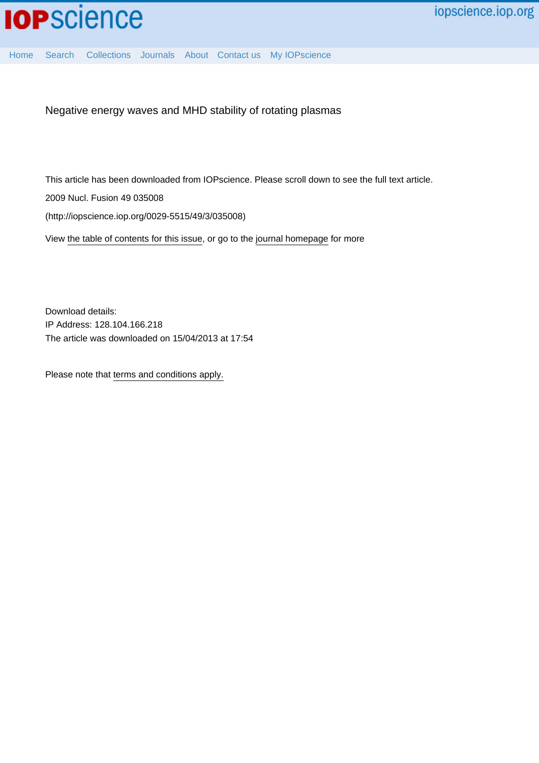Negative energy waves and MHD stability of rotating plasmas

This article has been downloaded from IOPscience. Please scroll down to see the full text article.

2009 Nucl. Fusion 49 035008

(http://iopscience.iop.org/0029-5515/49/3/035008)

View the table of contents for this issue, or go to the journal homepage for more

Download details:

IP Address: 128.104.166.218

The article was downloaded on 15/04/2013 at 17:54

Please note that terms and conditions apply.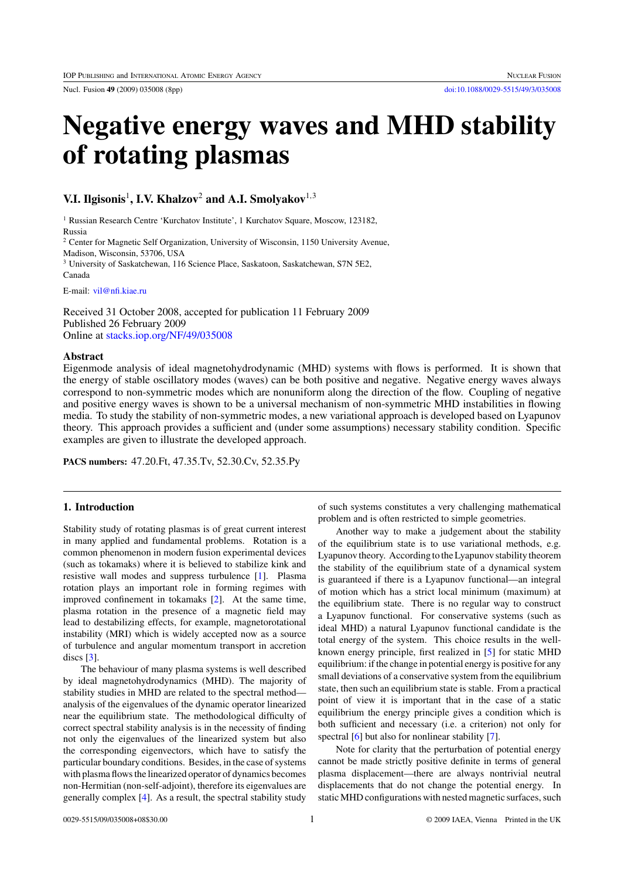# Negative energy waves and MHD stability of rotating plasmas

**V.I. Ilgisonis[1], I.V. Khalzov[2] and A.I. Smolyakov[1,3]**

[1] Russian Research Centre 'Kurchatov Institute', 1 Kurchatov Square, Moscow, 123182, Russia

[2] Center for Magnetic Self Organization, University of Wisconsin, 1150 University Avenue, Madison, Wisconsin, 53706, USA

[3] University of Saskatchewan, 116 Science Place, Saskatoon, Saskatchewan, S7N 5E2, Canada

E-mail: vil@nfi.kiae.ru

Received 31 October 2008, accepted for publication 11 February 2009
Published 26 February 2009
Online at stacks.iop.org/NF/49/035008

## Abstract

Eigenmode analysis of ideal magnetohydrodynamic (MHD) systems with flows is performed. It is shown that the energy of stable oscillatory modes (waves) can be both positive and negative. Negative energy waves always correspond to non-symmetric modes which are nonuniform along the direction of the flow. Coupling of negative and positive energy waves is shown to be a universal mechanism of non-symmetric MHD instabilities in flowing media. To study the stability of non-symmetric modes, a new variational approach is developed based on Lyapunov theory. This approach provides a sufficient and (under some assumptions) necessary stability condition. Specific examples are given to illustrate the developed approach.

**PACS numbers:** 47.20.Ft, 47.35.Tv, 52.30.Cv, 52.35.Py

## 1. Introduction

Stability study of rotating plasmas is of great current interest in many applied and fundamental problems. Rotation is a common phenomenon in modern fusion experimental devices (such as tokamaks) where it is believed to stabilize kink and resistive wall modes and suppress turbulence [1]. Plasma rotation plays an important role in forming regimes with improved confinement in tokamaks [2]. At the same time, plasma rotation in the presence of a magnetic field may lead to destabilizing effects, for example, magnetorotational instability (MRI) which is widely accepted now as a source of turbulence and angular momentum transport in accretion discs [3].

The behaviour of many plasma systems is well described by ideal magnetohydrodynamics (MHD). The majority of stability studies in MHD are related to the spectral method—analysis of the eigenvalues of the dynamic operator linearized near the equilibrium state. The methodological difficulty of correct spectral stability analysis is in the necessity of finding not only the eigenvalues of the linearized system but also the corresponding eigenvectors, which have to satisfy the particular boundary conditions. Besides, in the case of systems with plasma flows the linearized operator of dynamics becomes non-Hermitian (non-self-adjoint), therefore its eigenvalues are generally complex [4]. As a result, the spectral stability study of such systems constitutes a very challenging mathematical problem and is often restricted to simple geometries.

Another way to make a judgement about the stability of the equilibrium state is to use variational methods, e.g. Lyapunov theory. According to the Lyapunov stability theorem the stability of the equilibrium state of a dynamical system is guaranteed if there is a Lyapunov functional—an integral of motion which has a strict local minimum (maximum) at the equilibrium state. There is no regular way to construct a Lyapunov functional. For conservative systems (such as ideal MHD) a natural Lyapunov functional candidate is the total energy of the system. This choice results in the well-known energy principle, first realized in [5] for static MHD equilibrium: if the change in potential energy is positive for any small deviations of a conservative system from the equilibrium state, then such an equilibrium state is stable. From a practical point of view it is important that in the case of a static equilibrium the energy principle gives a condition which is both sufficient and necessary (i.e. a criterion) not only for spectral [6] but also for nonlinear stability [7].

Note for clarity that the perturbation of potential energy cannot be made strictly positive definite in terms of general plasma displacement—there are always nontrivial neutral displacements that do not change the potential energy. In static MHD configurations with nested magnetic surfaces, such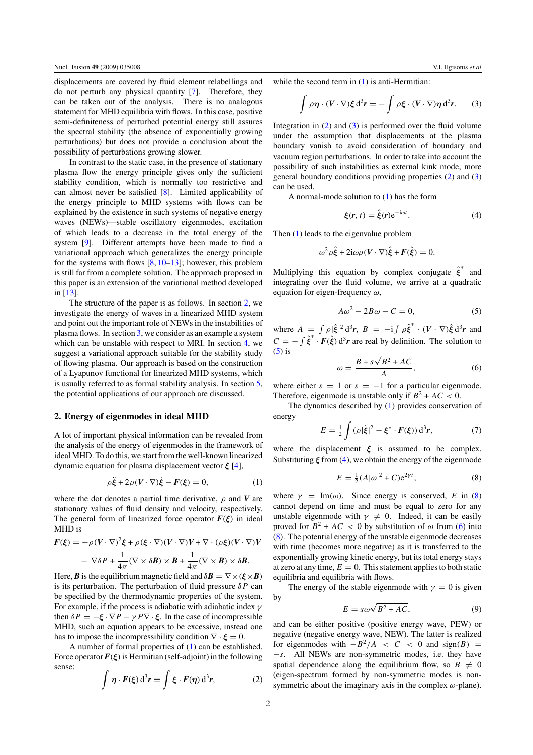displacements are covered by fluid element relabellings and do not perturb any physical quantity [7]. Therefore, they can be taken out of the analysis. There is no analogous statement for MHD equilibria with flows. In this case, positive semi-definiteness of perturbed potential energy still assures the spectral stability (the absence of exponentially growing perturbations) but does not provide a conclusion about the possibility of perturbations growing slower.

In contrast to the static case, in the presence of stationary plasma flow the energy principle gives only the sufficient stability condition, which is normally too restrictive and can almost never be satisfied [8]. Limited applicability of the energy principle to MHD systems with flows can be explained by the existence in such systems of negative energy waves (NEWs)—stable oscillatory eigenmodes, excitation of which leads to a decrease in the total energy of the system [9]. Different attempts have been made to find a variational approach which generalizes the energy principle for the systems with flows [8, 10–13]; however, this problem is still far from a complete solution. The approach proposed in this paper is an extension of the variational method developed in [13].

The structure of the paper is as follows. In section 2, we investigate the energy of waves in a linearized MHD system and point out the important role of NEWs in the instabilities of plasma flows. In section 3, we consider as an example a system which can be unstable with respect to MRI. In section 4, we suggest a variational approach suitable for the stability study of flowing plasma. Our approach is based on the construction of a Lyapunov functional for linearized MHD systems, which is usually referred to as formal stability analysis. In section 5, the potential applications of our approach are discussed.

## 2. Energy of eigenmodes in ideal MHD

A lot of important physical information can be revealed from the analysis of the energy of eigenmodes in the framework of ideal MHD. To do this, we start from the well-known linearized dynamic equation for plasma displacement vector $\boldsymbol{\xi}$ [4],

$$\rho\ddot{\boldsymbol{\xi}} + 2\rho(\boldsymbol{V}\cdot\nabla)\dot{\boldsymbol{\xi}} - \boldsymbol{F}(\boldsymbol{\xi}) = 0, \tag{1}$$

where the dot denotes a partial time derivative, $\rho$ and $\boldsymbol{V}$ are stationary values of fluid density and velocity, respectively. The general form of linearized force operator $\boldsymbol{F}(\boldsymbol{\xi})$ in ideal MHD is

$$\boldsymbol{F}(\boldsymbol{\xi}) = -\rho(\boldsymbol{V}\cdot\nabla)^2\boldsymbol{\xi} + \rho(\boldsymbol{\xi}\cdot\nabla)(\boldsymbol{V}\cdot\nabla)\boldsymbol{V} + \nabla\cdot(\rho\boldsymbol{\xi})(\boldsymbol{V}\cdot\nabla)\boldsymbol{V}$$
$$-\ \nabla\delta P + \frac{1}{4\pi}(\nabla\times\delta\boldsymbol{B})\times\boldsymbol{B} + \frac{1}{4\pi}(\nabla\times\boldsymbol{B})\times\delta\boldsymbol{B}.$$

Here, $\boldsymbol{B}$ is the equilibrium magnetic field and $\delta\boldsymbol{B} = \nabla\times(\boldsymbol{\xi}\times\boldsymbol{B})$ is its perturbation. The perturbation of fluid pressure $\delta P$ can be specified by the thermodynamic properties of the system. For example, if the process is adiabatic with adiabatic index $\gamma$ then $\delta P = -\boldsymbol{\xi}\cdot\nabla P - \gamma P\nabla\cdot\boldsymbol{\xi}$. In the case of incompressible MHD, such an equation appears to be excessive, instead one has to impose the incompressibility condition $\nabla\cdot\boldsymbol{\xi} = 0$.

A number of formal properties of (1) can be established. Force operator $\boldsymbol{F}(\boldsymbol{\xi})$ is Hermitian (self-adjoint) in the following sense:

$$\int \boldsymbol{\eta}\cdot\boldsymbol{F}(\boldsymbol{\xi})\,\mathrm{d}^3\boldsymbol{r} = \int \boldsymbol{\xi}\cdot\boldsymbol{F}(\boldsymbol{\eta})\,\mathrm{d}^3\boldsymbol{r}, \tag{2}$$

while the second term in (1) is anti-Hermitian:

$$\int \rho\boldsymbol{\eta}\cdot(\boldsymbol{V}\cdot\nabla)\boldsymbol{\xi}\,\mathrm{d}^3\boldsymbol{r} = -\int \rho\boldsymbol{\xi}\cdot(\boldsymbol{V}\cdot\nabla)\boldsymbol{\eta}\,\mathrm{d}^3\boldsymbol{r}. \tag{3}$$

Integration in (2) and (3) is performed over the fluid volume under the assumption that displacements at the plasma boundary vanish to avoid consideration of boundary and vacuum region perturbations. In order to take into account the possibility of such instabilities as external kink mode, more general boundary conditions providing properties (2) and (3) can be used.

A normal-mode solution to (1) has the form

$$\boldsymbol{\xi}(\boldsymbol{r},t) = \hat{\boldsymbol{\xi}}(\boldsymbol{r})\mathrm{e}^{-\mathrm{i}\omega t}. \tag{4}$$

Then (1) leads to the eigenvalue problem

$$\omega^2\rho\hat{\boldsymbol{\xi}} + 2\mathrm{i}\omega\rho(\boldsymbol{V}\cdot\nabla)\hat{\boldsymbol{\xi}} + \boldsymbol{F}(\hat{\boldsymbol{\xi}}) = 0.$$

Multiplying this equation by complex conjugate $\hat{\boldsymbol{\xi}}^*$ and integrating over the fluid volume, we arrive at a quadratic equation for eigen-frequency $\omega$,

$$A\omega^2 - 2B\omega - C = 0, \tag{5}$$

where $A = \int\rho|\hat{\boldsymbol{\xi}}|^2\,\mathrm{d}^3\boldsymbol{r}$, $B = -\mathrm{i}\int\rho\hat{\boldsymbol{\xi}}^*\cdot(\boldsymbol{V}\cdot\nabla)\hat{\boldsymbol{\xi}}\,\mathrm{d}^3\boldsymbol{r}$ and $C = -\int\hat{\boldsymbol{\xi}}^*\cdot\boldsymbol{F}(\hat{\boldsymbol{\xi}})\,\mathrm{d}^3\boldsymbol{r}$ are real by definition. The solution to (5) is

$$\omega = \frac{B + s\sqrt{B^2 + AC}}{A}, \tag{6}$$

where either $s = 1$ or $s = -1$ for a particular eigenmode. Therefore, eigenmode is unstable only if $B^2 + AC < 0$.

The dynamics described by (1) provides conservation of energy

$$E = \tfrac{1}{2}\int(\rho|\dot{\boldsymbol{\xi}}|^2 - \boldsymbol{\xi}^*\cdot\boldsymbol{F}(\boldsymbol{\xi}))\,\mathrm{d}^3\boldsymbol{r}, \tag{7}$$

where the displacement $\boldsymbol{\xi}$ is assumed to be complex. Substituting $\boldsymbol{\xi}$ from (4), we obtain the energy of the eigenmode

$$E = \tfrac{1}{2}(A|\omega|^2 + C)\mathrm{e}^{2\gamma t}, \tag{8}$$

where $\gamma = \mathrm{Im}(\omega)$. Since energy is conserved, $E$ in (8) cannot depend on time and must be equal to zero for any unstable eigenmode with $\gamma \neq 0$. Indeed, it can be easily proved for $B^2 + AC < 0$ by substitution of $\omega$ from (6) into (8). The potential energy of the unstable eigenmode decreases with time (becomes more negative) as it is transferred to the exponentially growing kinetic energy, but its total energy stays at zero at any time, $E = 0$. This statement applies to both static equilibria and equilibria with flows.

The energy of the stable eigenmode with $\gamma = 0$ is given by

$$E = s\omega\sqrt{B^2 + AC}, \tag{9}$$

and can be either positive (positive energy wave, PEW) or negative (negative energy wave, NEW). The latter is realized for eigenmodes with $-B^2/A < C < 0$ and $\mathrm{sign}(B) = -s$. All NEWs are non-symmetric modes, i.e. they have spatial dependence along the equilibrium flow, so $B \neq 0$ (eigen-spectrum formed by non-symmetric modes is non-symmetric about the imaginary axis in the complex $\omega$-plane).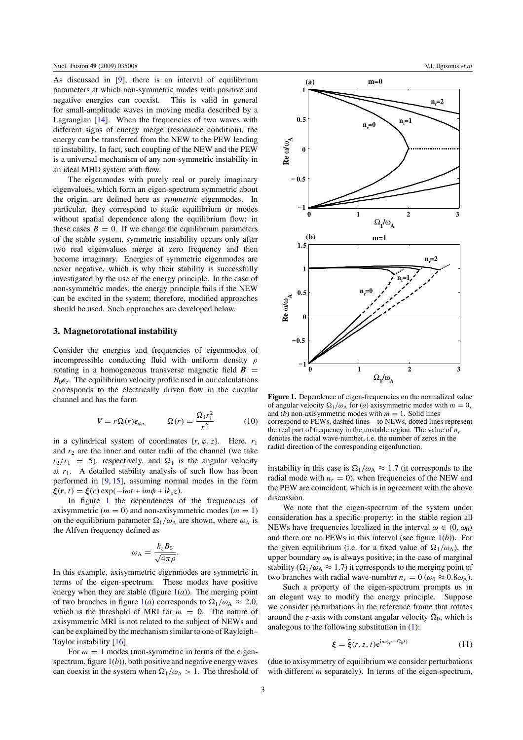As discussed in [9], there is an interval of equilibrium parameters at which non-symmetric modes with positive and negative energies can coexist. This is valid in general for small-amplitude waves in moving media described by a Lagrangian [14]. When the frequencies of two waves with different signs of energy merge (resonance condition), the energy can be transferred from the NEW to the PEW leading to instability. In fact, such coupling of the NEW and the PEW is a universal mechanism of any non-symmetric instability in an ideal MHD system with flow.

The eigenmodes with purely real or purely imaginary eigenvalues, which form an eigen-spectrum symmetric about the origin, are defined here as *symmetric* eigenmodes. In particular, they correspond to static equilibrium or modes without spatial dependence along the equilibrium flow; in these cases $B = 0$. If we change the equilibrium parameters of the stable system, symmetric instability occurs only after two real eigenvalues merge at zero frequency and then become imaginary. Energies of symmetric eigenmodes are never negative, which is why their stability is successfully investigated by the use of the energy principle. In the case of non-symmetric modes, the energy principle fails if the NEW can be excited in the system; therefore, modified approaches should be used. Such approaches are developed below.

## 3. Magnetorotational instability

Consider the energies and frequencies of eigenmodes of incompressible conducting fluid with uniform density $\rho$ rotating in a homogeneous transverse magnetic field $\boldsymbol{B} = B_0\boldsymbol{e}_z$. The equilibrium velocity profile used in our calculations corresponds to the electrically driven flow in the circular channel and has the form

$$\boldsymbol{V} = r\Omega(r)\boldsymbol{e}_\varphi, \qquad \Omega(r) = \frac{\Omega_1 r_1^2}{r^2} \tag{10}$$

in a cylindrical system of coordinates $\{r, \varphi, z\}$. Here, $r_1$ and $r_2$ are the inner and outer radii of the channel (we take $r_2/r_1 = 5$), respectively, and $\Omega_1$ is the angular velocity at $r_1$. A detailed stability analysis of such flow has been performed in [9, 15], assuming normal modes in the form $\boldsymbol{\xi}(\boldsymbol{r}, t) = \boldsymbol{\xi}(r)\exp(-\mathrm{i}\omega t + \mathrm{i}m\phi + \mathrm{i}k_z z)$.

In figure 1 the dependences of the frequencies of axisymmetric ($m = 0$) and non-axisymmetric modes ($m = 1$) on the equilibrium parameter $\Omega_1/\omega_A$ are shown, where $\omega_A$ is the Alfven frequency defined as

$$\omega_A = \frac{k_z B_0}{\sqrt{4\pi\rho}}.$$

In this example, axisymmetric eigenmodes are symmetric in terms of the eigen-spectrum. These modes have positive energy when they are stable (figure 1(*a*)). The merging point of two branches in figure 1(*a*) corresponds to $\Omega_1/\omega_A \approx 2.0$, which is the threshold of MRI for $m = 0$. The nature of axisymmetric MRI is not related to the subject of NEWs and can be explained by the mechanism similar to one of Rayleigh–Taylor instability [16].

For $m = 1$ modes (non-symmetric in terms of the eigen-spectrum, figure 1(*b*)), both positive and negative energy waves can coexist in the system when $\Omega_1/\omega_A > 1$. The threshold of

**Figure 1.** Dependence of eigen-frequencies on the normalized value of angular velocity $\Omega_1/\omega_A$ for (*a*) axisymmetric modes with $m = 0$, and (*b*) non-axisymmetric modes with $m = 1$. Solid lines correspond to PEWs, dashed lines—to NEWs, dotted lines represent the real part of frequency in the unstable region. The value of $n_r$ denotes the radial wave-number, i.e. the number of zeros in the radial direction of the corresponding eigenfunction.

instability in this case is $\Omega_1/\omega_A \approx 1.7$ (it corresponds to the radial mode with $n_r = 0$), when frequencies of the NEW and the PEW are coincident, which is in agreement with the above discussion.

We note that the eigen-spectrum of the system under consideration has a specific property: in the stable region all NEWs have frequencies localized in the interval $\omega \in (0, \omega_0)$ and there are no PEWs in this interval (see figure 1(*b*)). For the given equilibrium (i.e. for a fixed value of $\Omega_1/\omega_A$), the upper boundary $\omega_0$ is always positive; in the case of marginal stability ($\Omega_1/\omega_A \approx 1.7$) it corresponds to the merging point of two branches with radial wave-number $n_r = 0$ ($\omega_0 \approx 0.8\omega_A$).

Such a property of the eigen-spectrum prompts us in an elegant way to modify the energy principle. Suppose we consider perturbations in the reference frame that rotates around the $z$-axis with constant angular velocity $\Omega_0$, which is analogous to the following substitution in (1):

$$\boldsymbol{\xi} = \tilde{\boldsymbol{\xi}}(r, z, t)\mathrm{e}^{\mathrm{i}m(\varphi - \Omega_0 t)} \tag{11}$$

(due to axisymmetry of equilibrium we consider perturbations with different $m$ separately). In terms of the eigen-spectrum,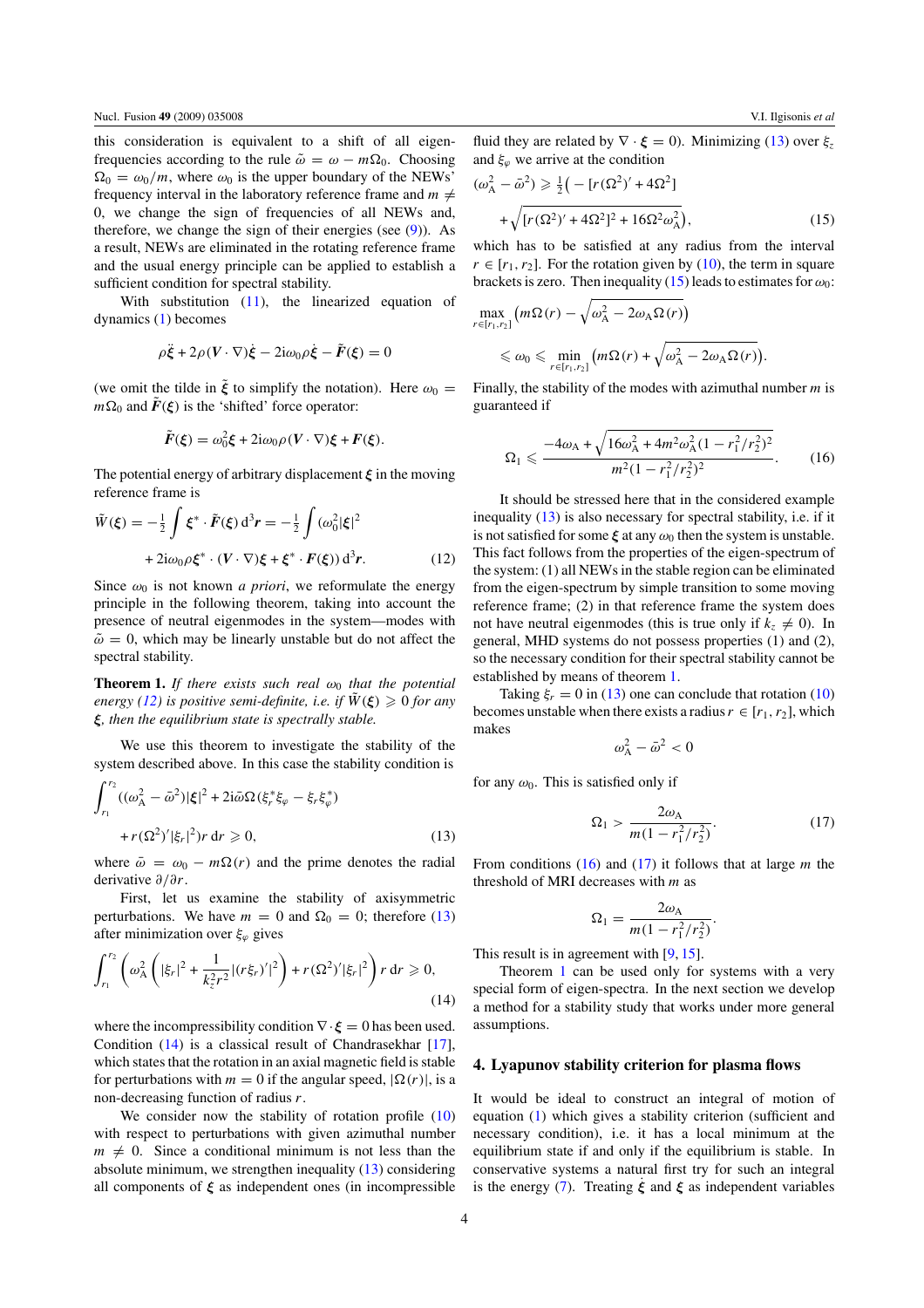this consideration is equivalent to a shift of all eigen-frequencies according to the rule $\tilde{\omega} = \omega - m\Omega_0$. Choosing $\Omega_0 = \omega_0/m$, where $\omega_0$ is the upper boundary of the NEWs' frequency interval in the laboratory reference frame and $m \neq 0$, we change the sign of frequencies of all NEWs and, therefore, we change the sign of their energies (see (9)). As a result, NEWs are eliminated in the rotating reference frame and the usual energy principle can be applied to establish a sufficient condition for spectral stability.

With substitution (11), the linearized equation of dynamics (1) becomes

$$\rho\ddot{\boldsymbol{\xi}} + 2\rho(\boldsymbol{V}\cdot\nabla)\dot{\boldsymbol{\xi}} - 2\mathrm{i}\omega_0\rho\dot{\boldsymbol{\xi}} - \tilde{\boldsymbol{F}}(\boldsymbol{\xi}) = 0$$

(we omit the tilde in $\tilde{\boldsymbol{\xi}}$ to simplify the notation). Here $\omega_0 = m\Omega_0$ and $\tilde{\boldsymbol{F}}(\boldsymbol{\xi})$ is the 'shifted' force operator:

$$\tilde{\boldsymbol{F}}(\boldsymbol{\xi}) = \omega_0^2\boldsymbol{\xi} + 2\mathrm{i}\omega_0\rho(\boldsymbol{V}\cdot\nabla)\boldsymbol{\xi} + \boldsymbol{F}(\boldsymbol{\xi}).$$

The potential energy of arbitrary displacement $\boldsymbol{\xi}$ in the moving reference frame is

$$\tilde{W}(\boldsymbol{\xi}) = -\tfrac{1}{2}\int \boldsymbol{\xi}^*\cdot\tilde{\boldsymbol{F}}(\boldsymbol{\xi})\,\mathrm{d}^3\boldsymbol{r} = -\tfrac{1}{2}\int (\omega_0^2|\boldsymbol{\xi}|^2 + 2\mathrm{i}\omega_0\rho\boldsymbol{\xi}^*\cdot(\boldsymbol{V}\cdot\nabla)\boldsymbol{\xi} + \boldsymbol{\xi}^*\cdot\boldsymbol{F}(\boldsymbol{\xi}))\,\mathrm{d}^3\boldsymbol{r}. \tag{12}$$

Since $\omega_0$ is not known *a priori*, we reformulate the energy principle in the following theorem, taking into account the presence of neutral eigenmodes in the system—modes with $\tilde{\omega} = 0$, which may be linearly unstable but do not affect the spectral stability.

**Theorem 1.** *If there exists such real $\omega_0$ that the potential energy (12) is positive semi-definite, i.e. if $\tilde{W}(\boldsymbol{\xi}) \geqslant 0$ for any $\boldsymbol{\xi}$, then the equilibrium state is spectrally stable.*

We use this theorem to investigate the stability of the system described above. In this case the stability condition is

$$\int_{r_1}^{r_2} ((\omega_\mathrm{A}^2 - \bar{\omega}^2)|\boldsymbol{\xi}|^2 + 2\mathrm{i}\bar{\omega}\Omega(\xi_r^*\xi_\varphi - \xi_r\xi_\varphi^*) + r(\Omega^2)'|\xi_r|^2)r\,\mathrm{d}r \geqslant 0, \tag{13}$$

where $\bar{\omega} = \omega_0 - m\Omega(r)$ and the prime denotes the radial derivative $\partial/\partial r$.

First, let us examine the stability of axisymmetric perturbations. We have $m = 0$ and $\Omega_0 = 0$; therefore (13) after minimization over $\xi_\varphi$ gives

$$\int_{r_1}^{r_2}\left(\omega_\mathrm{A}^2\left(|\xi_r|^2 + \frac{1}{k_z^2 r^2}|(r\xi_r)'|^2\right) + r(\Omega^2)'|\xi_r|^2\right) r\,\mathrm{d}r \geqslant 0, \tag{14}$$

where the incompressibility condition $\nabla\cdot\boldsymbol{\xi} = 0$ has been used. Condition (14) is a classical result of Chandrasekhar [17], which states that the rotation in an axial magnetic field is stable for perturbations with $m = 0$ if the angular speed, $|\Omega(r)|$, is a non-decreasing function of radius $r$.

We consider now the stability of rotation profile (10) with respect to perturbations with given azimuthal number $m \neq 0$. Since a conditional minimum is not less than the absolute minimum, we strengthen inequality (13) considering all components of $\boldsymbol{\xi}$ as independent ones (in incompressible fluid they are related by $\nabla\cdot\boldsymbol{\xi} = 0$). Minimizing (13) over $\xi_z$ and $\xi_\varphi$ we arrive at the condition

$$(\omega_\mathrm{A}^2 - \bar{\omega}^2) \geqslant \tfrac{1}{2}\Big(-[r(\Omega^2)' + 4\Omega^2] + \sqrt{[r(\Omega^2)' + 4\Omega^2]^2 + 16\Omega^2\omega_\mathrm{A}^2}\Big), \tag{15}$$

which has to be satisfied at any radius from the interval $r \in [r_1, r_2]$. For the rotation given by (10), the term in square brackets is zero. Then inequality (15) leads to estimates for $\omega_0$:

$$\max_{r\in[r_1,r_2]}\left(m\Omega(r) - \sqrt{\omega_\mathrm{A}^2 - 2\omega_\mathrm{A}\Omega(r)}\right) \leqslant \omega_0 \leqslant \min_{r\in[r_1,r_2]}\left(m\Omega(r) + \sqrt{\omega_\mathrm{A}^2 - 2\omega_\mathrm{A}\Omega(r)}\right).$$

Finally, the stability of the modes with azimuthal number $m$ is guaranteed if

$$\Omega_1 \leqslant \frac{-4\omega_\mathrm{A} + \sqrt{16\omega_\mathrm{A}^2 + 4m^2\omega_\mathrm{A}^2(1 - r_1^2/r_2^2)^2}}{m^2(1 - r_1^2/r_2^2)^2}. \tag{16}$$

It should be stressed here that in the considered example inequality (13) is also necessary for spectral stability, i.e. if it is not satisfied for some $\boldsymbol{\xi}$ at any $\omega_0$ then the system is unstable. This fact follows from the properties of the eigen-spectrum of the system: (1) all NEWs in the stable region can be eliminated from the eigen-spectrum by simple transition to some moving reference frame; (2) in that reference frame the system does not have neutral eigenmodes (this is true only if $k_z \neq 0$). In general, MHD systems do not possess properties (1) and (2), so the necessary condition for their spectral stability cannot be established by means of theorem 1.

Taking $\xi_r = 0$ in (13) one can conclude that rotation (10) becomes unstable when there exists a radius $r \in [r_1, r_2]$, which makes

$$\omega_\mathrm{A}^2 - \bar{\omega}^2 < 0$$

for any $\omega_0$. This is satisfied only if

$$\Omega_1 > \frac{2\omega_\mathrm{A}}{m(1 - r_1^2/r_2^2)}. \tag{17}$$

From conditions (16) and (17) it follows that at large $m$ the threshold of MRI decreases with $m$ as

$$\Omega_1 = \frac{2\omega_\mathrm{A}}{m(1 - r_1^2/r_2^2)}.$$

This result is in agreement with [9, 15].

Theorem 1 can be used only for systems with a very special form of eigen-spectra. In the next section we develop a method for a stability study that works under more general assumptions.

## 4. Lyapunov stability criterion for plasma flows

It would be ideal to construct an integral of motion of equation (1) which gives a stability criterion (sufficient and necessary condition), i.e. it has a local minimum at the equilibrium state if and only if the equilibrium is stable. In conservative systems a natural first try for such an integral is the energy (7). Treating $\dot{\boldsymbol{\xi}}$ and $\boldsymbol{\xi}$ as independent variables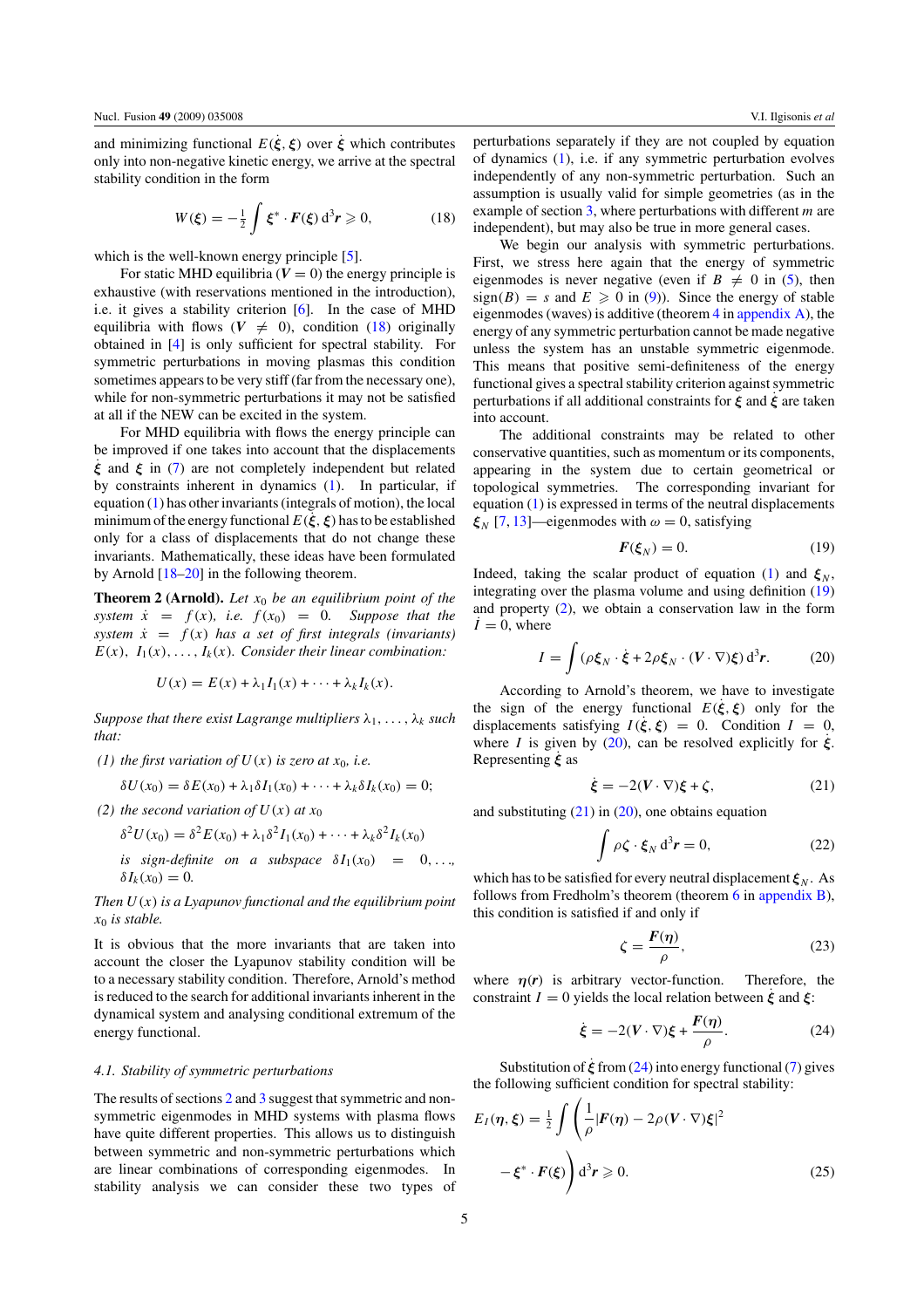and minimizing functional $E(\dot{\boldsymbol{\xi}}, \boldsymbol{\xi})$ over $\dot{\boldsymbol{\xi}}$ which contributes only into non-negative kinetic energy, we arrive at the spectral stability condition in the form

$$W(\boldsymbol{\xi}) = -\frac{1}{2} \int \boldsymbol{\xi}^* \cdot \boldsymbol{F}(\boldsymbol{\xi}) \, \mathrm{d}^3\boldsymbol{r} \geqslant 0, \tag{18}$$

which is the well-known energy principle [5].

For static MHD equilibria ($\boldsymbol{V} = 0$) the energy principle is exhaustive (with reservations mentioned in the introduction), i.e. it gives a stability criterion [6]. In the case of MHD equilibria with flows ($\boldsymbol{V} \neq 0$), condition (18) originally obtained in [4] is only sufficient for spectral stability. For symmetric perturbations in moving plasmas this condition sometimes appears to be very stiff (far from the necessary one), while for non-symmetric perturbations it may not be satisfied at all if the NEW can be excited in the system.

For MHD equilibria with flows the energy principle can be improved if one takes into account that the displacements $\dot{\boldsymbol{\xi}}$ and $\boldsymbol{\xi}$ in (7) are not completely independent but related by constraints inherent in dynamics (1). In particular, if equation (1) has other invariants (integrals of motion), the local minimum of the energy functional $E(\dot{\boldsymbol{\xi}}, \boldsymbol{\xi})$ has to be established only for a class of displacements that do not change these invariants. Mathematically, these ideas have been formulated by Arnold [18–20] in the following theorem.

**Theorem 2 (Arnold).** *Let $x_0$ be an equilibrium point of the system $\dot{x} = f(x)$, i.e. $f(x_0) = 0$. Suppose that the system $\dot{x} = f(x)$ has a set of first integrals (invariants) $E(x), I_1(x), \ldots, I_k(x)$. Consider their linear combination:*

$$U(x) = E(x) + \lambda_1 I_1(x) + \cdots + \lambda_k I_k(x).$$

*Suppose that there exist Lagrange multipliers $\lambda_1, \ldots, \lambda_k$ such that:*

*(1) the first variation of $U(x)$ is zero at $x_0$, i.e.*

$$\delta U(x_0) = \delta E(x_0) + \lambda_1 \delta I_1(x_0) + \cdots + \lambda_k \delta I_k(x_0) = 0;$$

*(2) the second variation of $U(x)$ at $x_0$*

$$\delta^2 U(x_0) = \delta^2 E(x_0) + \lambda_1 \delta^2 I_1(x_0) + \cdots + \lambda_k \delta^2 I_k(x_0)$$

*is sign-definite on a subspace $\delta I_1(x_0) = 0, \ldots, \delta I_k(x_0) = 0$.*

*Then $U(x)$ is a Lyapunov functional and the equilibrium point $x_0$ is stable.*

It is obvious that the more invariants that are taken into account the closer the Lyapunov stability condition will be to a necessary stability condition. Therefore, Arnold's method is reduced to the search for additional invariants inherent in the dynamical system and analysing conditional extremum of the energy functional.

### 4.1. Stability of symmetric perturbations

The results of sections 2 and 3 suggest that symmetric and non-symmetric eigenmodes in MHD systems with plasma flows have quite different properties. This allows us to distinguish between symmetric and non-symmetric perturbations which are linear combinations of corresponding eigenmodes. In stability analysis we can consider these two types of perturbations separately if they are not coupled by equation of dynamics (1), i.e. if any symmetric perturbation evolves independently of any non-symmetric perturbation. Such an assumption is usually valid for simple geometries (as in the example of section 3, where perturbations with different $m$ are independent), but may also be true in more general cases.

We begin our analysis with symmetric perturbations. First, we stress here again that the energy of symmetric eigenmodes is never negative (even if $B \neq 0$ in (5), then $\mathrm{sign}(B) = s$ and $E \geqslant 0$ in (9)). Since the energy of stable eigenmodes (waves) is additive (theorem 4 in appendix A), the energy of any symmetric perturbation cannot be made negative unless the system has an unstable symmetric eigenmode. This means that positive semi-definiteness of the energy functional gives a spectral stability criterion against symmetric perturbations if all additional constraints for $\boldsymbol{\xi}$ and $\dot{\boldsymbol{\xi}}$ are taken into account.

The additional constraints may be related to other conservative quantities, such as momentum or its components, appearing in the system due to certain geometrical or topological symmetries. The corresponding invariant for equation (1) is expressed in terms of the neutral displacements $\boldsymbol{\xi}_N$ [7, 13]—eigenmodes with $\omega = 0$, satisfying

$$\boldsymbol{F}(\boldsymbol{\xi}_N) = 0. \tag{19}$$

Indeed, taking the scalar product of equation (1) and $\boldsymbol{\xi}_N$, integrating over the plasma volume and using definition (19) and property (2), we obtain a conservation law in the form $\dot{I} = 0$, where

$$I = \int (\rho \boldsymbol{\xi}_N \cdot \dot{\boldsymbol{\xi}} + 2\rho \boldsymbol{\xi}_N \cdot (\boldsymbol{V} \cdot \nabla)\boldsymbol{\xi}) \, \mathrm{d}^3\boldsymbol{r}. \tag{20}$$

According to Arnold's theorem, we have to investigate the sign of the energy functional $E(\dot{\boldsymbol{\xi}}, \boldsymbol{\xi})$ only for the displacements satisfying $I(\dot{\boldsymbol{\xi}}, \boldsymbol{\xi}) = 0$. Condition $I = 0$, where $I$ is given by (20), can be resolved explicitly for $\dot{\boldsymbol{\xi}}$. Representing $\dot{\boldsymbol{\xi}}$ as

$$\dot{\boldsymbol{\xi}} = -2(\boldsymbol{V} \cdot \nabla)\boldsymbol{\xi} + \boldsymbol{\zeta}, \tag{21}$$

and substituting (21) in (20), one obtains equation

$$\int \rho \boldsymbol{\zeta} \cdot \boldsymbol{\xi}_N \, \mathrm{d}^3\boldsymbol{r} = 0, \tag{22}$$

which has to be satisfied for every neutral displacement $\boldsymbol{\xi}_N$. As follows from Fredholm's theorem (theorem 6 in appendix B), this condition is satisfied if and only if

$$\boldsymbol{\zeta} = \frac{\boldsymbol{F}(\boldsymbol{\eta})}{\rho}, \tag{23}$$

where $\boldsymbol{\eta}(\boldsymbol{r})$ is arbitrary vector-function. Therefore, the constraint $I = 0$ yields the local relation between $\dot{\boldsymbol{\xi}}$ and $\boldsymbol{\xi}$:

$$\dot{\boldsymbol{\xi}} = -2(\boldsymbol{V} \cdot \nabla)\boldsymbol{\xi} + \frac{\boldsymbol{F}(\boldsymbol{\eta})}{\rho}. \tag{24}$$

Substitution of $\dot{\boldsymbol{\xi}}$ from (24) into energy functional (7) gives the following sufficient condition for spectral stability:

$$E_I(\boldsymbol{\eta}, \boldsymbol{\xi}) = \frac{1}{2} \int \left( \frac{1}{\rho} |\boldsymbol{F}(\boldsymbol{\eta}) - 2\rho(\boldsymbol{V} \cdot \nabla)\boldsymbol{\xi}|^2 - \boldsymbol{\xi}^* \cdot \boldsymbol{F}(\boldsymbol{\xi}) \right) \mathrm{d}^3\boldsymbol{r} \geqslant 0. \tag{25}$$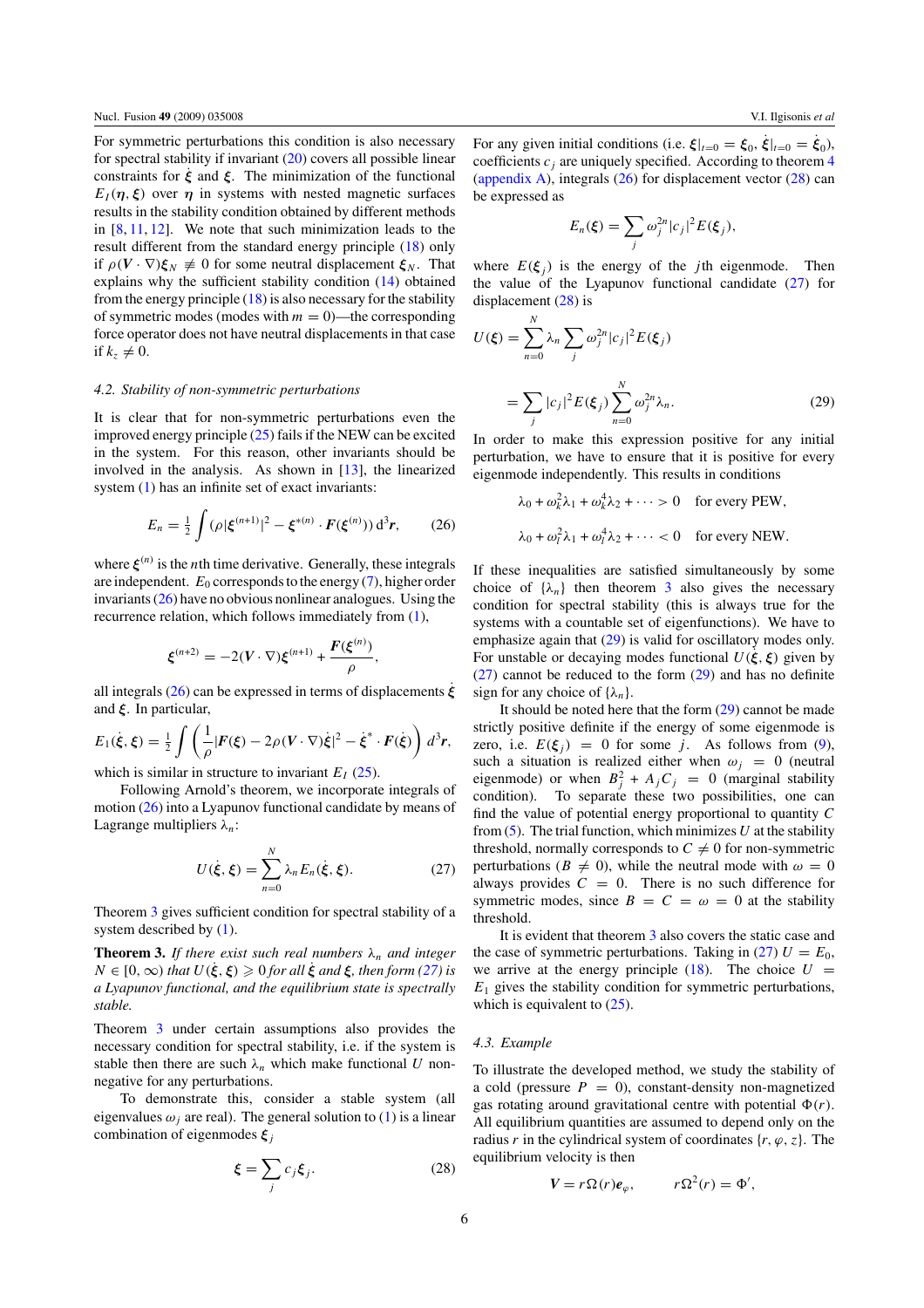For symmetric perturbations this condition is also necessary for spectral stability if invariant (20) covers all possible linear constraints for $\dot{\boldsymbol{\xi}}$ and $\boldsymbol{\xi}$. The minimization of the functional $E_I(\boldsymbol{\eta}, \boldsymbol{\xi})$ over $\boldsymbol{\eta}$ in systems with nested magnetic surfaces results in the stability condition obtained by different methods in [8, 11, 12]. We note that such minimization leads to the result different from the standard energy principle (18) only if $\rho(\boldsymbol{V}\cdot\nabla)\boldsymbol{\xi}_N \not\equiv 0$ for some neutral displacement $\boldsymbol{\xi}_N$. That explains why the sufficient stability condition (14) obtained from the energy principle (18) is also necessary for the stability of symmetric modes (modes with $m = 0$)—the corresponding force operator does not have neutral displacements in that case if $k_z \neq 0$.

### 4.2. Stability of non-symmetric perturbations

It is clear that for non-symmetric perturbations even the improved energy principle (25) fails if the NEW can be excited in the system. For this reason, other invariants should be involved in the analysis. As shown in [13], the linearized system (1) has an infinite set of exact invariants:

$$E_n = \tfrac{1}{2}\int (\rho|\boldsymbol{\xi}^{(n+1)}|^2 - \boldsymbol{\xi}^{*(n)}\cdot\boldsymbol{F}(\boldsymbol{\xi}^{(n)}))\,\mathrm{d}^3\boldsymbol{r}, \qquad (26)$$

where $\boldsymbol{\xi}^{(n)}$ is the $n$th time derivative. Generally, these integrals are independent. $E_0$ corresponds to the energy (7), higher order invariants (26) have no obvious nonlinear analogues. Using the recurrence relation, which follows immediately from (1),

$$\boldsymbol{\xi}^{(n+2)} = -2(\boldsymbol{V}\cdot\nabla)\boldsymbol{\xi}^{(n+1)} + \frac{\boldsymbol{F}(\boldsymbol{\xi}^{(n)})}{\rho},$$

all integrals (26) can be expressed in terms of displacements $\dot{\boldsymbol{\xi}}$ and $\boldsymbol{\xi}$. In particular,

$$E_1(\dot{\boldsymbol{\xi}}, \boldsymbol{\xi}) = \tfrac{1}{2}\int\left(\frac{1}{\rho}|\boldsymbol{F}(\boldsymbol{\xi}) - 2\rho(\boldsymbol{V}\cdot\nabla)\dot{\boldsymbol{\xi}}|^2 - \dot{\boldsymbol{\xi}}^*\cdot\boldsymbol{F}(\dot{\boldsymbol{\xi}})\right)d^3\boldsymbol{r},$$

which is similar in structure to invariant $E_I$ (25).

Following Arnold's theorem, we incorporate integrals of motion (26) into a Lyapunov functional candidate by means of Lagrange multipliers $\lambda_n$:

$$U(\dot{\boldsymbol{\xi}}, \boldsymbol{\xi}) = \sum_{n=0}^{N}\lambda_n E_n(\dot{\boldsymbol{\xi}}, \boldsymbol{\xi}). \qquad (27)$$

Theorem 3 gives sufficient condition for spectral stability of a system described by (1).

**Theorem 3.** *If there exist such real numbers $\lambda_n$ and integer $N \in [0, \infty)$ that $U(\dot{\boldsymbol{\xi}}, \boldsymbol{\xi}) \geqslant 0$ for all $\dot{\boldsymbol{\xi}}$ and $\boldsymbol{\xi}$, then form (27) is a Lyapunov functional, and the equilibrium state is spectrally stable.*

Theorem 3 under certain assumptions also provides the necessary condition for spectral stability, i.e. if the system is stable then there are such $\lambda_n$ which make functional $U$ non-negative for any perturbations.

To demonstrate this, consider a stable system (all eigenvalues $\omega_j$ are real). The general solution to (1) is a linear combination of eigenmodes $\boldsymbol{\xi}_j$

$$\boldsymbol{\xi} = \sum_j c_j\boldsymbol{\xi}_j. \qquad (28)$$

For any given initial conditions (i.e. $\boldsymbol{\xi}|_{t=0} = \boldsymbol{\xi}_0$, $\dot{\boldsymbol{\xi}}|_{t=0} = \dot{\boldsymbol{\xi}}_0$), coefficients $c_j$ are uniquely specified. According to theorem 4 (appendix A), integrals (26) for displacement vector (28) can be expressed as

$$E_n(\boldsymbol{\xi}) = \sum_j \omega_j^{2n}|c_j|^2 E(\boldsymbol{\xi}_j),$$

where $E(\boldsymbol{\xi}_j)$ is the energy of the $j$th eigenmode. Then the value of the Lyapunov functional candidate (27) for displacement (28) is

$$U(\boldsymbol{\xi}) = \sum_{n=0}^{N}\lambda_n\sum_j\omega_j^{2n}|c_j|^2E(\boldsymbol{\xi}_j)$$

$$= \sum_j |c_j|^2E(\boldsymbol{\xi}_j)\sum_{n=0}^{N}\omega_j^{2n}\lambda_n. \qquad (29)$$

In order to make this expression positive for any initial perturbation, we have to ensure that it is positive for every eigenmode independently. This results in conditions

$$\lambda_0 + \omega_k^2\lambda_1 + \omega_k^4\lambda_2 + \cdots > 0 \quad \text{for every PEW},$$

$$\lambda_0 + \omega_l^2\lambda_1 + \omega_l^4\lambda_2 + \cdots < 0 \quad \text{for every NEW}.$$

If these inequalities are satisfied simultaneously by some choice of $\{\lambda_n\}$ then theorem 3 also gives the necessary condition for spectral stability (this is always true for the systems with a countable set of eigenfunctions). We have to emphasize again that (29) is valid for oscillatory modes only. For unstable or decaying modes functional $U(\dot{\boldsymbol{\xi}}, \boldsymbol{\xi})$ given by (27) cannot be reduced to the form (29) and has no definite sign for any choice of $\{\lambda_n\}$.

It should be noted here that the form (29) cannot be made strictly positive definite if the energy of some eigenmode is zero, i.e. $E(\boldsymbol{\xi}_j) = 0$ for some $j$. As follows from (9), such a situation is realized either when $\omega_j = 0$ (neutral eigenmode) or when $B_j^2 + A_jC_j = 0$ (marginal stability condition). To separate these two possibilities, one can find the value of potential energy proportional to quantity $C$ from (5). The trial function, which minimizes $U$ at the stability threshold, normally corresponds to $C \neq 0$ for non-symmetric perturbations ($B \neq 0$), while the neutral mode with $\omega = 0$ always provides $C = 0$. There is no such difference for symmetric modes, since $B = C = \omega = 0$ at the stability threshold.

It is evident that theorem 3 also covers the static case and the case of symmetric perturbations. Taking in (27) $U = E_0$, we arrive at the energy principle (18). The choice $U = E_1$ gives the stability condition for symmetric perturbations, which is equivalent to (25).

### 4.3. Example

To illustrate the developed method, we study the stability of a cold (pressure $P = 0$), constant-density non-magnetized gas rotating around gravitational centre with potential $\Phi(r)$. All equilibrium quantities are assumed to depend only on the radius $r$ in the cylindrical system of coordinates $\{r, \varphi, z\}$. The equilibrium velocity is then

$$\boldsymbol{V} = r\Omega(r)\boldsymbol{e}_\varphi, \qquad r\Omega^2(r) = \Phi',$$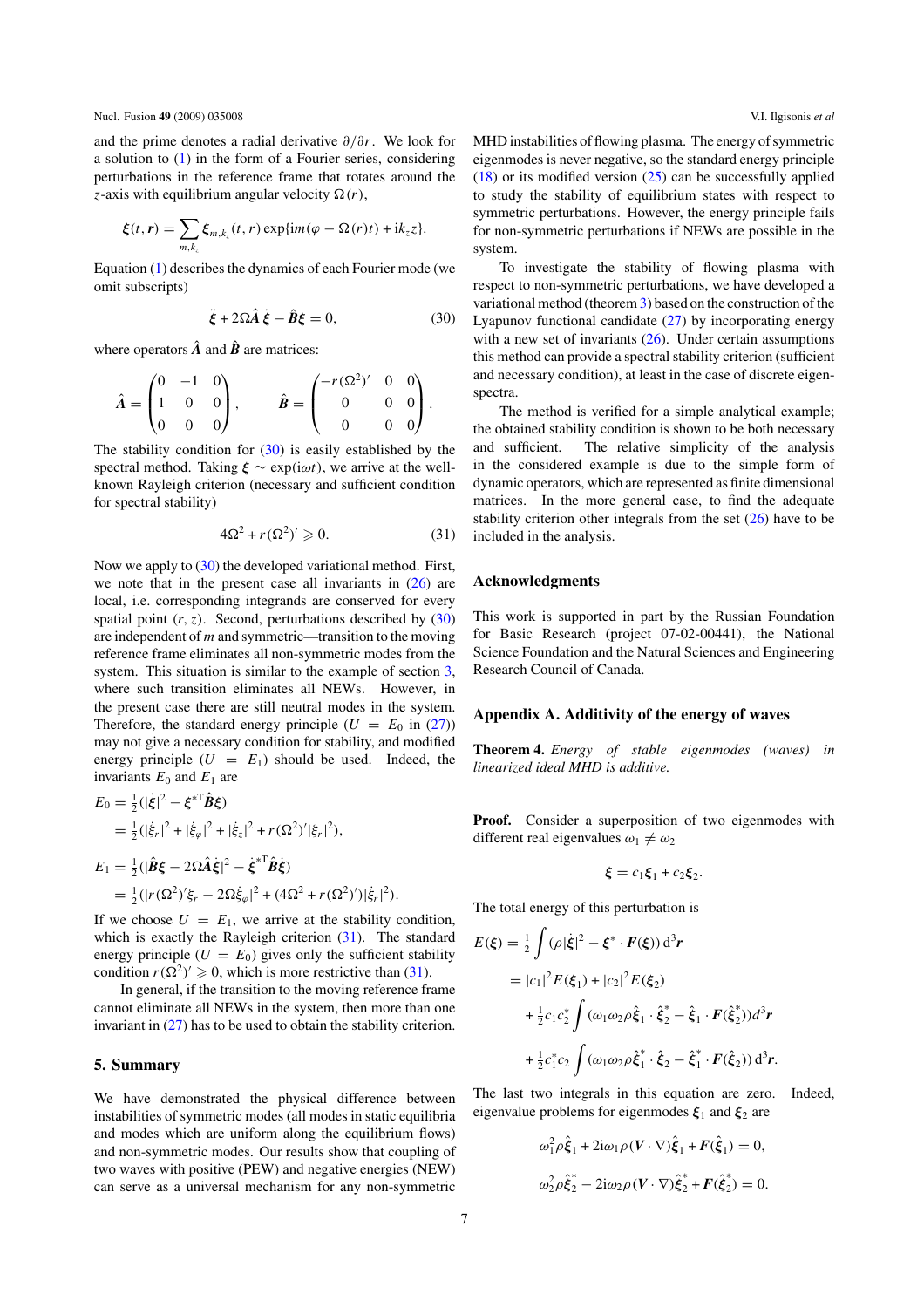and the prime denotes a radial derivative $\partial/\partial r$. We look for a solution to (1) in the form of a Fourier series, considering perturbations in the reference frame that rotates around the $z$-axis with equilibrium angular velocity $\Omega(r)$,

$$\boldsymbol{\xi}(t,\boldsymbol{r}) = \sum_{m,k_z} \boldsymbol{\xi}_{m,k_z}(t,r)\exp\{\mathrm{i}m(\varphi - \Omega(r)t) + \mathrm{i}k_z z\}.$$

Equation (1) describes the dynamics of each Fourier mode (we omit subscripts)

$$\ddot{\boldsymbol{\xi}} + 2\Omega\hat{\boldsymbol{A}}\,\dot{\boldsymbol{\xi}} - \hat{\boldsymbol{B}}\boldsymbol{\xi} = 0, \tag{30}$$

where operators $\hat{\boldsymbol{A}}$ and $\hat{\boldsymbol{B}}$ are matrices:

$$\hat{\boldsymbol{A}} = \begin{pmatrix} 0 & -1 & 0 \\ 1 & 0 & 0 \\ 0 & 0 & 0 \end{pmatrix}, \qquad \hat{\boldsymbol{B}} = \begin{pmatrix} -r(\Omega^2)' & 0 & 0 \\ 0 & 0 & 0 \\ 0 & 0 & 0 \end{pmatrix}.$$

The stability condition for (30) is easily established by the spectral method. Taking $\boldsymbol{\xi} \sim \exp(\mathrm{i}\omega t)$, we arrive at the well-known Rayleigh criterion (necessary and sufficient condition for spectral stability)

$$4\Omega^2 + r(\Omega^2)' \geqslant 0. \tag{31}$$

Now we apply to (30) the developed variational method. First, we note that in the present case all invariants in (26) are local, i.e. corresponding integrands are conserved for every spatial point $(r, z)$. Second, perturbations described by (30) are independent of $m$ and symmetric—transition to the moving reference frame eliminates all non-symmetric modes from the system. This situation is similar to the example of section 3, where such transition eliminates all NEWs. However, in the present case there are still neutral modes in the system. Therefore, the standard energy principle ($U = E_0$ in (27)) may not give a necessary condition for stability, and modified energy principle ($U = E_1$) should be used. Indeed, the invariants $E_0$ and $E_1$ are

$$\begin{aligned} E_0 &= \tfrac{1}{2}(|\dot{\boldsymbol{\xi}}|^2 - \boldsymbol{\xi}^{*\mathrm{T}}\hat{\boldsymbol{B}}\boldsymbol{\xi}) \\ &= \tfrac{1}{2}(|\dot{\xi}_r|^2 + |\dot{\xi}_\varphi|^2 + |\dot{\xi}_z|^2 + r(\Omega^2)'|\xi_r|^2), \end{aligned}$$

$$\begin{aligned} E_1 &= \tfrac{1}{2}(|\hat{\boldsymbol{B}}\boldsymbol{\xi} - 2\Omega\hat{\boldsymbol{A}}\dot{\boldsymbol{\xi}}|^2 - \dot{\boldsymbol{\xi}}^{*\mathrm{T}}\hat{\boldsymbol{B}}\dot{\boldsymbol{\xi}}) \\ &= \tfrac{1}{2}(|r(\Omega^2)'\xi_r - 2\Omega\dot{\xi}_\varphi|^2 + (4\Omega^2 + r(\Omega^2)')|\dot{\xi}_r|^2). \end{aligned}$$

If we choose $U = E_1$, we arrive at the stability condition, which is exactly the Rayleigh criterion (31). The standard energy principle ($U = E_0$) gives only the sufficient stability condition $r(\Omega^2)' \geqslant 0$, which is more restrictive than (31).

In general, if the transition to the moving reference frame cannot eliminate all NEWs in the system, then more than one invariant in (27) has to be used to obtain the stability criterion.

## 5. Summary

We have demonstrated the physical difference between instabilities of symmetric modes (all modes in static equilibria and modes which are uniform along the equilibrium flows) and non-symmetric modes. Our results show that coupling of two waves with positive (PEW) and negative energies (NEW) can serve as a universal mechanism for any non-symmetric MHD instabilities of flowing plasma. The energy of symmetric eigenmodes is never negative, so the standard energy principle (18) or its modified version (25) can be successfully applied to study the stability of equilibrium states with respect to symmetric perturbations. However, the energy principle fails for non-symmetric perturbations if NEWs are possible in the system.

To investigate the stability of flowing plasma with respect to non-symmetric perturbations, we have developed a variational method (theorem 3) based on the construction of the Lyapunov functional candidate (27) by incorporating energy with a new set of invariants (26). Under certain assumptions this method can provide a spectral stability criterion (sufficient and necessary condition), at least in the case of discrete eigenspectra.

The method is verified for a simple analytical example; the obtained stability condition is shown to be both necessary and sufficient. The relative simplicity of the analysis in the considered example is due to the simple form of dynamic operators, which are represented as finite dimensional matrices. In the more general case, to find the adequate stability criterion other integrals from the set (26) have to be included in the analysis.

## Acknowledgments

This work is supported in part by the Russian Foundation for Basic Research (project 07-02-00441), the National Science Foundation and the Natural Sciences and Engineering Research Council of Canada.

## Appendix A. Additivity of the energy of waves

**Theorem 4.** *Energy of stable eigenmodes (waves) in linearized ideal MHD is additive.*

**Proof.** Consider a superposition of two eigenmodes with different real eigenvalues $\omega_1 \neq \omega_2$

$$\boldsymbol{\xi} = c_1\boldsymbol{\xi}_1 + c_2\boldsymbol{\xi}_2.$$

The total energy of this perturbation is

$$\begin{aligned} E(\boldsymbol{\xi}) &= \tfrac{1}{2}\int(\rho|\dot{\boldsymbol{\xi}}|^2 - \boldsymbol{\xi}^*\cdot\boldsymbol{F}(\boldsymbol{\xi}))\,\mathrm{d}^3\boldsymbol{r} \\ &= |c_1|^2E(\boldsymbol{\xi}_1) + |c_2|^2E(\boldsymbol{\xi}_2) \\ &\quad + \tfrac{1}{2}c_1c_2^*\int(\omega_1\omega_2\rho\hat{\boldsymbol{\xi}}_1\cdot\hat{\boldsymbol{\xi}}_2^* - \hat{\boldsymbol{\xi}}_1\cdot\boldsymbol{F}(\hat{\boldsymbol{\xi}}_2^*))d^3\boldsymbol{r} \\ &\quad + \tfrac{1}{2}c_1^*c_2\int(\omega_1\omega_2\rho\hat{\boldsymbol{\xi}}_1^*\cdot\hat{\boldsymbol{\xi}}_2 - \hat{\boldsymbol{\xi}}_1^*\cdot\boldsymbol{F}(\hat{\boldsymbol{\xi}}_2))\,\mathrm{d}^3\boldsymbol{r}. \end{aligned}$$

The last two integrals in this equation are zero. Indeed, eigenvalue problems for eigenmodes $\boldsymbol{\xi}_1$ and $\boldsymbol{\xi}_2$ are

$$\omega_1^2\rho\hat{\boldsymbol{\xi}}_1 + 2\mathrm{i}\omega_1\rho(\boldsymbol{V}\cdot\nabla)\hat{\boldsymbol{\xi}}_1 + \boldsymbol{F}(\hat{\boldsymbol{\xi}}_1) = 0,$$

$$\omega_2^2\rho\hat{\boldsymbol{\xi}}_2^* - 2\mathrm{i}\omega_2\rho(\boldsymbol{V}\cdot\nabla)\hat{\boldsymbol{\xi}}_2^* + \boldsymbol{F}(\hat{\boldsymbol{\xi}}_2^*) = 0.$$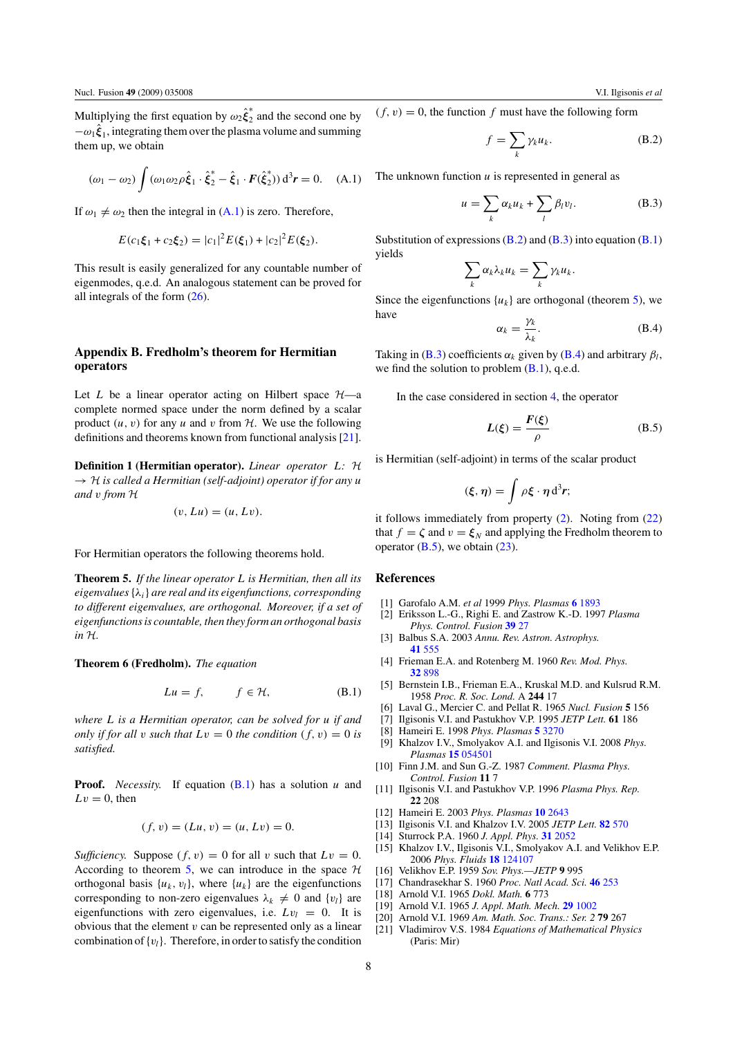Multiplying the first equation by $\omega_2 \hat{\boldsymbol{\xi}}_2^*$ and the second one by $-\omega_1 \hat{\boldsymbol{\xi}}_1$, integrating them over the plasma volume and summing them up, we obtain

$$(\omega_1 - \omega_2) \int (\omega_1 \omega_2 \rho \hat{\boldsymbol{\xi}}_1 \cdot \hat{\boldsymbol{\xi}}_2^* - \hat{\boldsymbol{\xi}}_1 \cdot \boldsymbol{F}(\hat{\boldsymbol{\xi}}_2^*)) \, d^3\boldsymbol{r} = 0. \quad \text{(A.1)}$$

If $\omega_1 \neq \omega_2$ then the integral in (A.1) is zero. Therefore,

$$E(c_1\boldsymbol{\xi}_1 + c_2\boldsymbol{\xi}_2) = |c_1|^2 E(\boldsymbol{\xi}_1) + |c_2|^2 E(\boldsymbol{\xi}_2).$$

This result is easily generalized for any countable number of eigenmodes, q.e.d. An analogous statement can be proved for all integrals of the form (26).

## Appendix B. Fredholm's theorem for Hermitian operators

Let $L$ be a linear operator acting on Hilbert space $\mathcal{H}$—a complete normed space under the norm defined by a scalar product $(u, v)$ for any $u$ and $v$ from $\mathcal{H}$. We use the following definitions and theorems known from functional analysis [21].

**Definition 1 (Hermitian operator).** *Linear operator* $L$: $\mathcal{H} \to \mathcal{H}$ *is called a Hermitian (self-adjoint) operator if for any* $u$ *and* $v$ *from* $\mathcal{H}$

$$(v, Lu) = (u, Lv).$$

For Hermitian operators the following theorems hold.

**Theorem 5.** *If the linear operator* $L$ *is Hermitian, then all its eigenvalues* $\{\lambda_i\}$ *are real and its eigenfunctions, corresponding to different eigenvalues, are orthogonal. Moreover, if a set of eigenfunctions is countable, then they form an orthogonal basis in* $\mathcal{H}$.

**Theorem 6 (Fredholm).** *The equation*

$$Lu = f, \qquad f \in \mathcal{H}, \quad \text{(B.1)}$$

*where* $L$ *is a Hermitian operator, can be solved for* $u$ *if and only if for all* $v$ *such that* $Lv = 0$ *the condition* $(f, v) = 0$ *is satisfied.*

**Proof.** *Necessity.* If equation (B.1) has a solution $u$ and $Lv = 0$, then

$$(f, v) = (Lu, v) = (u, Lv) = 0.$$

*Sufficiency.* Suppose $(f, v) = 0$ for all $v$ such that $Lv = 0$. According to theorem 5, we can introduce in the space $\mathcal{H}$ orthogonal basis $\{u_k, v_l\}$, where $\{u_k\}$ are the eigenfunctions corresponding to non-zero eigenvalues $\lambda_k \neq 0$ and $\{v_l\}$ are eigenfunctions with zero eigenvalues, i.e. $Lv_l = 0$. It is obvious that the element $v$ can be represented only as a linear combination of $\{v_l\}$. Therefore, in order to satisfy the condition $(f, v) = 0$, the function $f$ must have the following form

$$f = \sum_k \gamma_k u_k. \quad \text{(B.2)}$$

The unknown function $u$ is represented in general as

$$u = \sum_k \alpha_k u_k + \sum_l \beta_l v_l. \quad \text{(B.3)}$$

Substitution of expressions (B.2) and (B.3) into equation (B.1) yields

$$\sum_k \alpha_k \lambda_k u_k = \sum_k \gamma_k u_k.$$

Since the eigenfunctions $\{u_k\}$ are orthogonal (theorem 5), we have

$$\alpha_k = \frac{\gamma_k}{\lambda_k}. \quad \text{(B.4)}$$

Taking in (B.3) coefficients $\alpha_k$ given by (B.4) and arbitrary $\beta_l$, we find the solution to problem (B.1), q.e.d.

In the case considered in section 4, the operator

$$\boldsymbol{L}(\boldsymbol{\xi}) = \frac{\boldsymbol{F}(\boldsymbol{\xi})}{\rho} \quad \text{(B.5)}$$

is Hermitian (self-adjoint) in terms of the scalar product

$$(\boldsymbol{\xi}, \boldsymbol{\eta}) = \int \rho \boldsymbol{\xi} \cdot \boldsymbol{\eta} \, d^3\boldsymbol{r};$$

it follows immediately from property (2). Noting from (22) that $f = \boldsymbol{\zeta}$ and $v = \boldsymbol{\xi}_N$ and applying the Fredholm theorem to operator (B.5), we obtain (23).

## References

[1] Garofalo A.M. *et al* 1999 *Phys. Plasmas* **6** 1893

[2] Eriksson L.-G., Righi E. and Zastrow K.-D. 1997 *Plasma Phys. Control. Fusion* **39** 27

[3] Balbus S.A. 2003 *Annu. Rev. Astron. Astrophys.* **41** 555

[4] Frieman E.A. and Rotenberg M. 1960 *Rev. Mod. Phys.* **32** 898

[5] Bernstein I.B., Frieman E.A., Kruskal M.D. and Kulsrud R.M. 1958 *Proc. R. Soc. Lond.* A **244** 17

[6] Laval G., Mercier C. and Pellat R. 1965 *Nucl. Fusion* **5** 156

[7] Ilgisonis V.I. and Pastukhov V.P. 1995 *JETP Lett.* **61** 186

[8] Hameiri E. 1998 *Phys. Plasmas* **5** 3270

[9] Khalzov I.V., Smolyakov A.I. and Ilgisonis V.I. 2008 *Phys. Plasmas* **15** 054501

[10] Finn J.M. and Sun G.-Z. 1987 *Comment. Plasma Phys. Control. Fusion* **11** 7

[11] Ilgisonis V.I. and Pastukhov V.P. 1996 *Plasma Phys. Rep.* **22** 208

[12] Hameiri E. 2003 *Phys. Plasmas* **10** 2643

[13] Ilgisonis V.I. and Khalzov I.V. 2005 *JETP Lett.* **82** 570

[14] Sturrock P.A. 1960 *J. Appl. Phys.* **31** 2052

[15] Khalzov I.V., Ilgisonis V.I., Smolyakov A.I. and Velikhov E.P. 2006 *Phys. Fluids* **18** 124107

[16] Velikhov E.P. 1959 *Sov. Phys.—JETP* **9** 995

[17] Chandrasekhar S. 1960 *Proc. Natl Acad. Sci.* **46** 253

[18] Arnold V.I. 1965 *Dokl. Math.* **6** 773

[19] Arnold V.I. 1965 *J. Appl. Math. Mech.* **29** 1002

[20] Arnold V.I. 1969 *Am. Math. Soc. Trans.: Ser. 2* **79** 267

[21] Vladimirov V.S. 1984 *Equations of Mathematical Physics* (Paris: Mir)